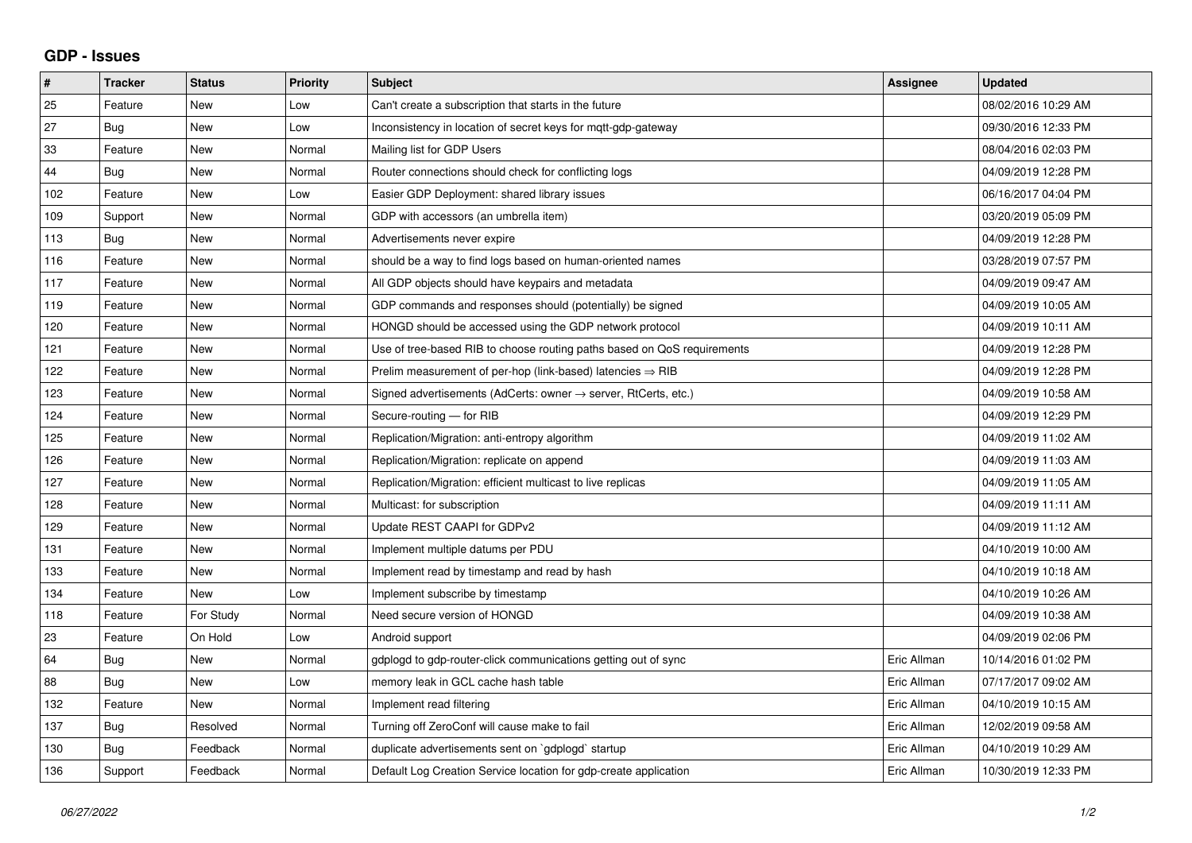# GDP - Issues

| # | Tracker | Status | Priority | Subject | Assignee | Updated |
|---|---|---|---|---|---|---|
| 25 | Feature | New | Low | Can't create a subscription that starts in the future | | 08/02/2016 10:29 AM |
| 27 | Bug | New | Low | Inconsistency in location of secret keys for mqtt-gdp-gateway | | 09/30/2016 12:33 PM |
| 33 | Feature | New | Normal | Mailing list for GDP Users | | 08/04/2016 02:03 PM |
| 44 | Bug | New | Normal | Router connections should check for conflicting logs | | 04/09/2019 12:28 PM |
| 102 | Feature | New | Low | Easier GDP Deployment: shared library issues | | 06/16/2017 04:04 PM |
| 109 | Support | New | Normal | GDP with accessors (an umbrella item) | | 03/20/2019 05:09 PM |
| 113 | Bug | New | Normal | Advertisements never expire | | 04/09/2019 12:28 PM |
| 116 | Feature | New | Normal | should be a way to find logs based on human-oriented names | | 03/28/2019 07:57 PM |
| 117 | Feature | New | Normal | All GDP objects should have keypairs and metadata | | 04/09/2019 09:47 AM |
| 119 | Feature | New | Normal | GDP commands and responses should (potentially) be signed | | 04/09/2019 10:05 AM |
| 120 | Feature | New | Normal | HONGD should be accessed using the GDP network protocol | | 04/09/2019 10:11 AM |
| 121 | Feature | New | Normal | Use of tree-based RIB to choose routing paths based on QoS requirements | | 04/09/2019 12:28 PM |
| 122 | Feature | New | Normal | Prelim measurement of per-hop (link-based) latencies ⇒ RIB | | 04/09/2019 12:28 PM |
| 123 | Feature | New | Normal | Signed advertisements (AdCerts: owner → server, RtCerts, etc.) | | 04/09/2019 10:58 AM |
| 124 | Feature | New | Normal | Secure-routing — for RIB | | 04/09/2019 12:29 PM |
| 125 | Feature | New | Normal | Replication/Migration: anti-entropy algorithm | | 04/09/2019 11:02 AM |
| 126 | Feature | New | Normal | Replication/Migration: replicate on append | | 04/09/2019 11:03 AM |
| 127 | Feature | New | Normal | Replication/Migration: efficient multicast to live replicas | | 04/09/2019 11:05 AM |
| 128 | Feature | New | Normal | Multicast: for subscription | | 04/09/2019 11:11 AM |
| 129 | Feature | New | Normal | Update REST CAAPI for GDPv2 | | 04/09/2019 11:12 AM |
| 131 | Feature | New | Normal | Implement multiple datums per PDU | | 04/10/2019 10:00 AM |
| 133 | Feature | New | Normal | Implement read by timestamp and read by hash | | 04/10/2019 10:18 AM |
| 134 | Feature | New | Low | Implement subscribe by timestamp | | 04/10/2019 10:26 AM |
| 118 | Feature | For Study | Normal | Need secure version of HONGD | | 04/09/2019 10:38 AM |
| 23 | Feature | On Hold | Low | Android support | | 04/09/2019 02:06 PM |
| 64 | Bug | New | Normal | gdplogd to gdp-router-click communications getting out of sync | Eric Allman | 10/14/2016 01:02 PM |
| 88 | Bug | New | Low | memory leak in GCL cache hash table | Eric Allman | 07/17/2017 09:02 AM |
| 132 | Feature | New | Normal | Implement read filtering | Eric Allman | 04/10/2019 10:15 AM |
| 137 | Bug | Resolved | Normal | Turning off ZeroConf will cause make to fail | Eric Allman | 12/02/2019 09:58 AM |
| 130 | Bug | Feedback | Normal | duplicate advertisements sent on `gdplogd` startup | Eric Allman | 04/10/2019 10:29 AM |
| 136 | Support | Feedback | Normal | Default Log Creation Service location for gdp-create application | Eric Allman | 10/30/2019 12:33 PM |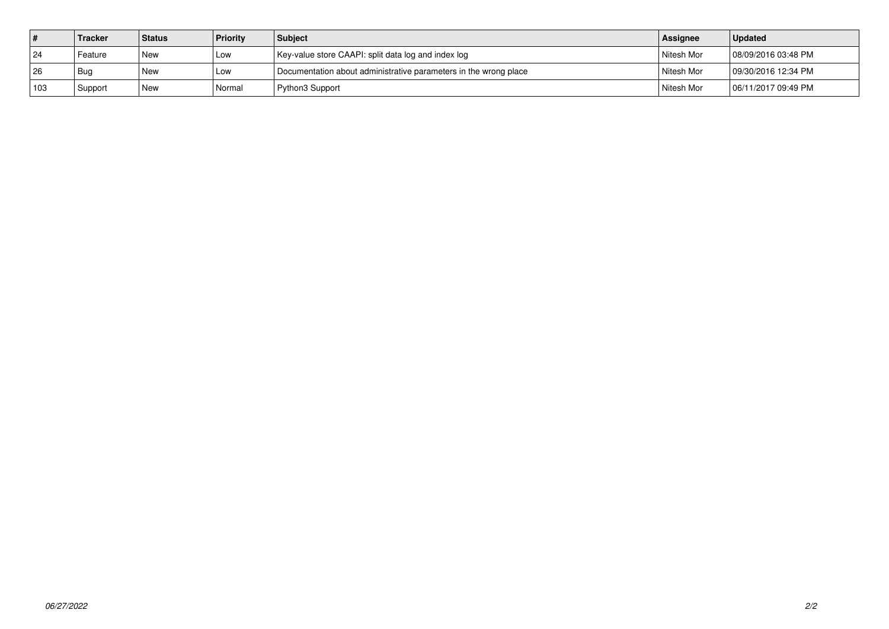| # | Tracker | Status | Priority | Subject | Assignee | Updated |
|---|---|---|---|---|---|---|
| 24 | Feature | New | Low | Key-value store CAAPI: split data log and index log | Nitesh Mor | 08/09/2016 03:48 PM |
| 26 | Bug | New | Low | Documentation about administrative parameters in the wrong place | Nitesh Mor | 09/30/2016 12:34 PM |
| 103 | Support | New | Normal | Python3 Support | Nitesh Mor | 06/11/2017 09:49 PM |